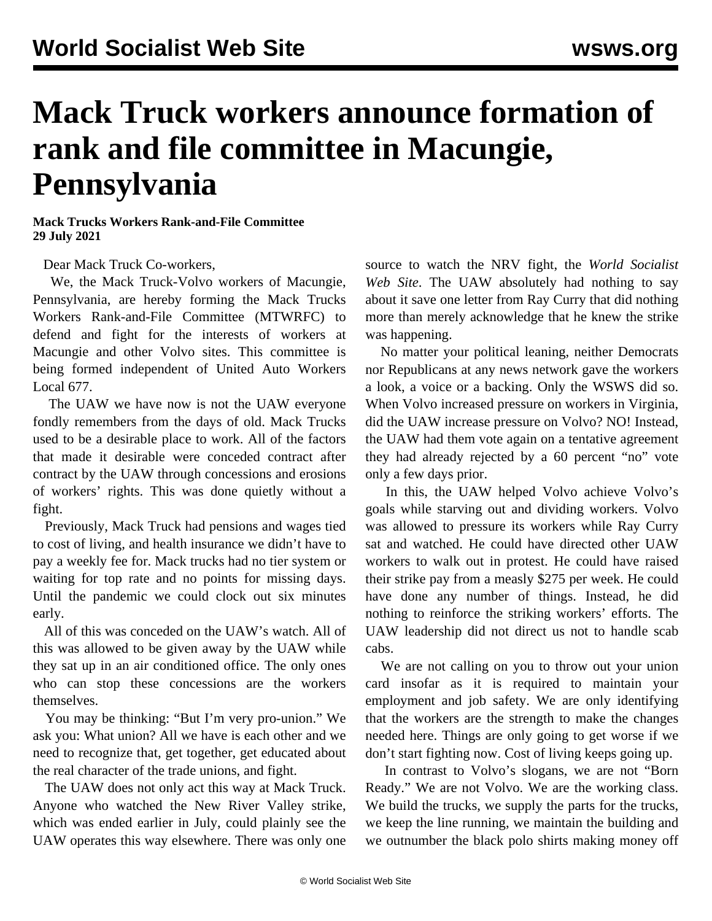# Mack Truck workers announce formation of rank and file committee in Macungie, Pennsylvania

**Mack Trucks Workers Rank-and-File Committee**
**29 July 2021**

Dear Mack Truck Co-workers,

We, the Mack Truck-Volvo workers of Macungie, Pennsylvania, are hereby forming the Mack Trucks Workers Rank-and-File Committee (MTWRFC) to defend and fight for the interests of workers at Macungie and other Volvo sites. This committee is being formed independent of United Auto Workers Local 677.

The UAW we have now is not the UAW everyone fondly remembers from the days of old. Mack Trucks used to be a desirable place to work. All of the factors that made it desirable were conceded contract after contract by the UAW through concessions and erosions of workers' rights. This was done quietly without a fight.

Previously, Mack Truck had pensions and wages tied to cost of living, and health insurance we didn't have to pay a weekly fee for. Mack trucks had no tier system or waiting for top rate and no points for missing days. Until the pandemic we could clock out six minutes early.

All of this was conceded on the UAW's watch. All of this was allowed to be given away by the UAW while they sat up in an air conditioned office. The only ones who can stop these concessions are the workers themselves.

You may be thinking: "But I'm very pro-union." We ask you: What union? All we have is each other and we need to recognize that, get together, get educated about the real character of the trade unions, and fight.

The UAW does not only act this way at Mack Truck. Anyone who watched the New River Valley strike, which was ended earlier in July, could plainly see the UAW operates this way elsewhere. There was only one source to watch the NRV fight, the *World Socialist Web Site*. The UAW absolutely had nothing to say about it save one letter from Ray Curry that did nothing more than merely acknowledge that he knew the strike was happening.

No matter your political leaning, neither Democrats nor Republicans at any news network gave the workers a look, a voice or a backing. Only the WSWS did so. When Volvo increased pressure on workers in Virginia, did the UAW increase pressure on Volvo? NO! Instead, the UAW had them vote again on a tentative agreement they had already rejected by a 60 percent "no" vote only a few days prior.

In this, the UAW helped Volvo achieve Volvo's goals while starving out and dividing workers. Volvo was allowed to pressure its workers while Ray Curry sat and watched. He could have directed other UAW workers to walk out in protest. He could have raised their strike pay from a measly $275 per week. He could have done any number of things. Instead, he did nothing to reinforce the striking workers' efforts. The UAW leadership did not direct us not to handle scab cabs.

We are not calling on you to throw out your union card insofar as it is required to maintain your employment and job safety. We are only identifying that the workers are the strength to make the changes needed here. Things are only going to get worse if we don't start fighting now. Cost of living keeps going up.

In contrast to Volvo's slogans, we are not "Born Ready." We are not Volvo. We are the working class. We build the trucks, we supply the parts for the trucks, we keep the line running, we maintain the building and we outnumber the black polo shirts making money off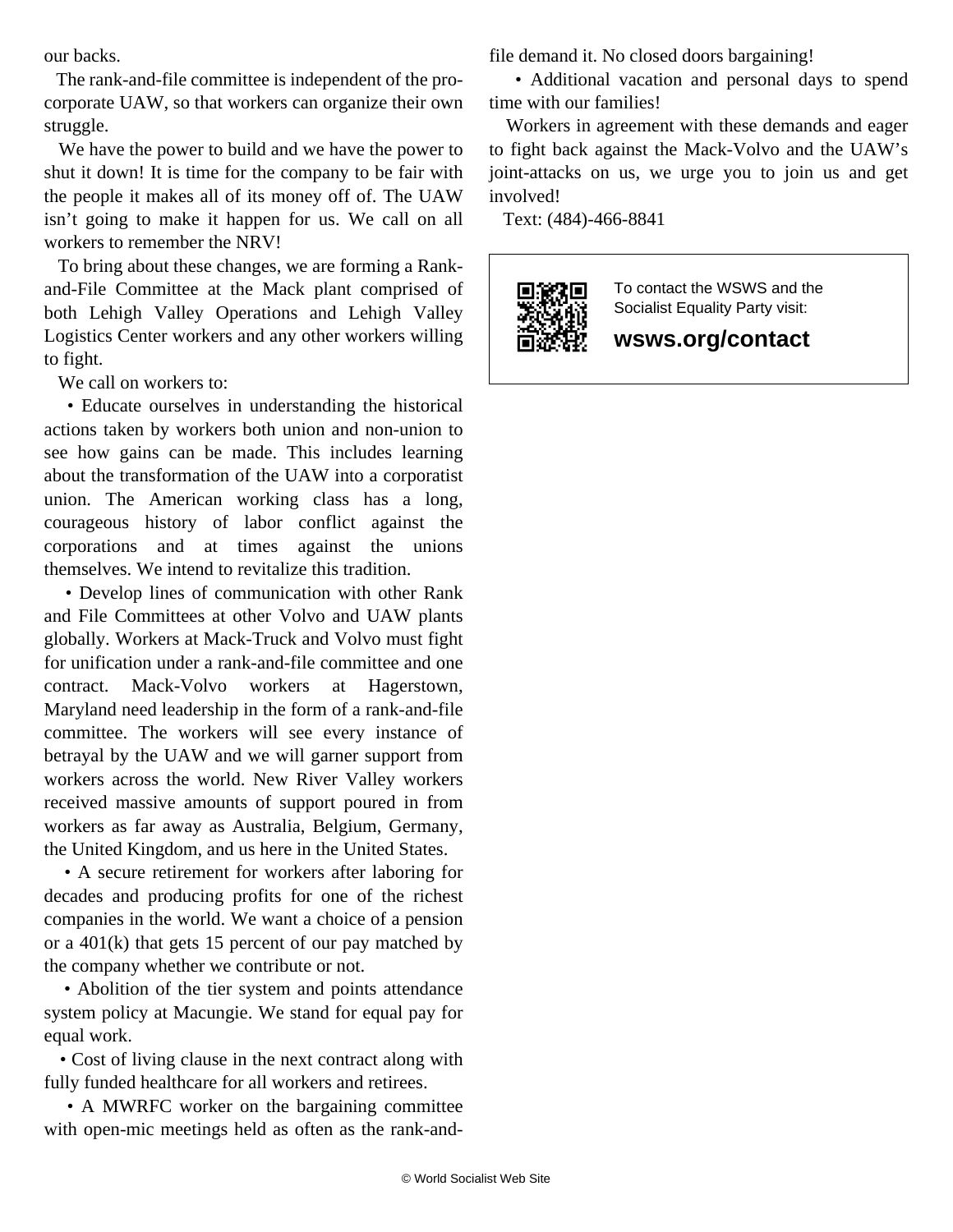our backs.

The rank-and-file committee is independent of the pro-corporate UAW, so that workers can organize their own struggle.

We have the power to build and we have the power to shut it down! It is time for the company to be fair with the people it makes all of its money off of. The UAW isn't going to make it happen for us. We call on all workers to remember the NRV!

To bring about these changes, we are forming a Rank-and-File Committee at the Mack plant comprised of both Lehigh Valley Operations and Lehigh Valley Logistics Center workers and any other workers willing to fight.

We call on workers to:

- Educate ourselves in understanding the historical actions taken by workers both union and non-union to see how gains can be made. This includes learning about the transformation of the UAW into a corporatist union. The American working class has a long, courageous history of labor conflict against the corporations and at times against the unions themselves. We intend to revitalize this tradition.
- Develop lines of communication with other Rank and File Committees at other Volvo and UAW plants globally. Workers at Mack-Truck and Volvo must fight for unification under a rank-and-file committee and one contract. Mack-Volvo workers at Hagerstown, Maryland need leadership in the form of a rank-and-file committee. The workers will see every instance of betrayal by the UAW and we will garner support from workers across the world. New River Valley workers received massive amounts of support poured in from workers as far away as Australia, Belgium, Germany, the United Kingdom, and us here in the United States.
- A secure retirement for workers after laboring for decades and producing profits for one of the richest companies in the world. We want a choice of a pension or a 401(k) that gets 15 percent of our pay matched by the company whether we contribute or not.
- Abolition of the tier system and points attendance system policy at Macungie. We stand for equal pay for equal work.
- Cost of living clause in the next contract along with fully funded healthcare for all workers and retirees.
- A MWRFC worker on the bargaining committee with open-mic meetings held as often as the rank-and-file demand it. No closed doors bargaining!
- Additional vacation and personal days to spend time with our families!

Workers in agreement with these demands and eager to fight back against the Mack-Volvo and the UAW's joint-attacks on us, we urge you to join us and get involved!

Text: (484)-466-8841

To contact the WSWS and the Socialist Equality Party visit:

**wsws.org/contact**